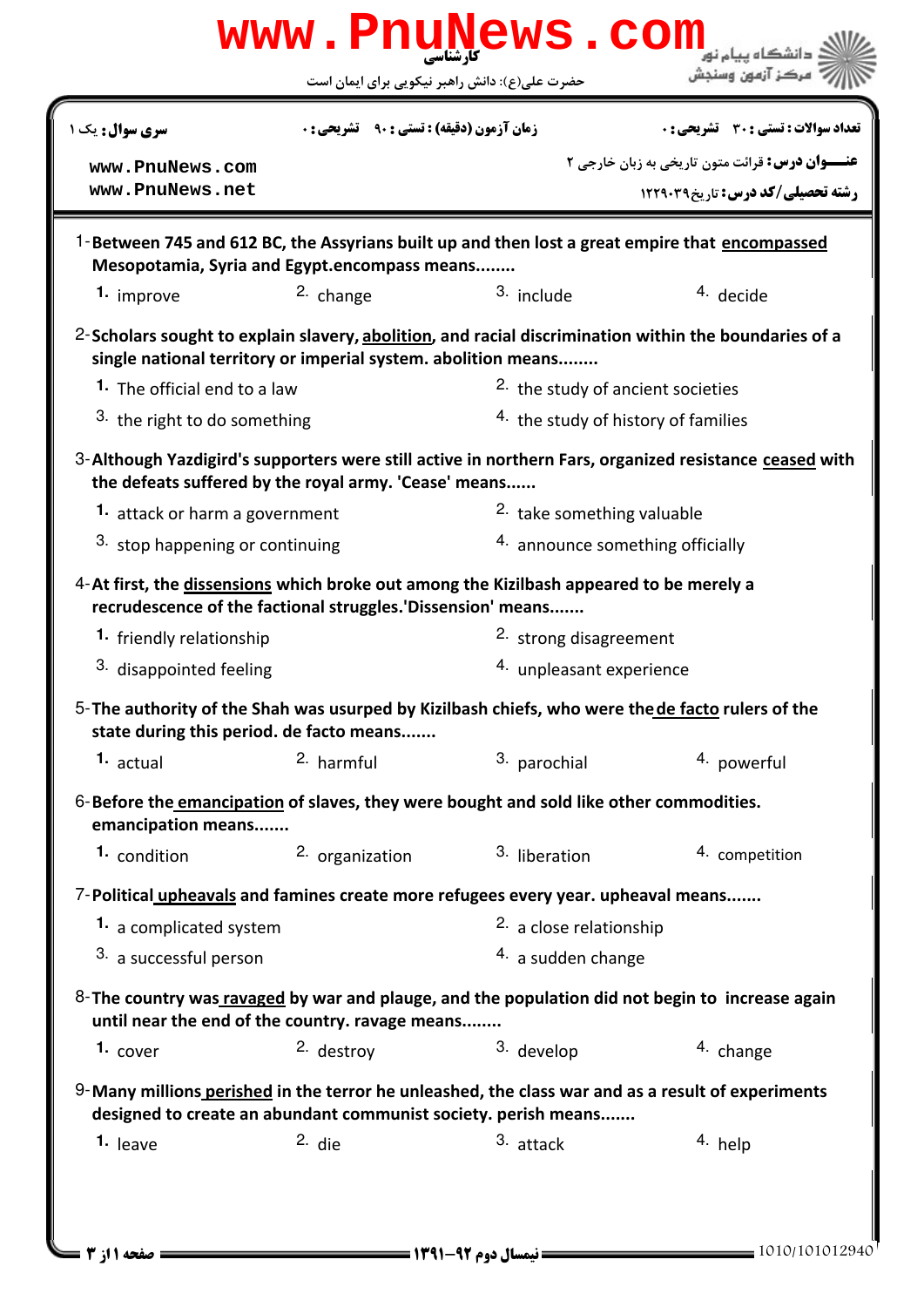کارشناسی

حضرت علی(ع): دانش راهبر نیکویی برای ایمان است

دانشگاه پیام نور
مرکز آزمون وسنجش

| | | |
|---|---|---|
| **تعداد سوالات : تستی : ۳۰ تشریحی : ۰** | **زمان آزمون (دقیقه) : تستی : ۹۰ تشریحی : ۰** | **سری سوال :** یک ۱ |
| **عنـــوان درس:** قرائت متون تاریخی به زبان خارجی ۲ | | www.PnuNews.com |
| **رشته تحصیلی/کد درس:** تاریخ۱۲۲۹۰۳۹ | | www.PnuNews.net |

1- Between 745 and 612 BC, the Assyrians built up and then lost a great empire that encompassed Mesopotamia, Syria and Egypt.encompass means........

1. improve
2. change
3. include
4. decide

2- Scholars sought to explain slavery, abolition, and racial discrimination within the boundaries of a single national territory or imperial system. abolition means........

1. The official end to a law
2. the study of ancient societies
3. the right to do something
4. the study of history of families

3- Although Yazdigird's supporters were still active in northern Fars, organized resistance ceased with the defeats suffered by the royal army. 'Cease' means......

1. attack or harm a government
2. take something valuable
3. stop happening or continuing
4. announce something officially

4- At first, the dissensions which broke out among the Kizilbash appeared to be merely a recrudescence of the factional struggles.'Dissension' means.......

1. friendly relationship
2. strong disagreement
3. disappointed feeling
4. unpleasant experience

5- The authority of the Shah was usurped by Kizilbash chiefs, who were the de facto rulers of the state during this period. de facto means.......

1. actual
2. harmful
3. parochial
4. powerful

6- Before the emancipation of slaves, they were bought and sold like other commodities. emancipation means.......

1. condition
2. organization
3. liberation
4. competition

7- Political upheavals and famines create more refugees every year. upheaval means.......

1. a complicated system
2. a close relationship
3. a successful person
4. a sudden change

8- The country was ravaged by war and plauge, and the population did not begin to increase again until near the end of the country. ravage means........

1. cover
2. destroy
3. develop
4. change

9- Many millions perished in the terror he unleashed, the class war and as a result of experiments designed to create an abundant communist society. perish means.......

1. leave
2. die
3. attack
4. help

نیمسال دوم ۹۲-۱۳۹۱

1010/101012940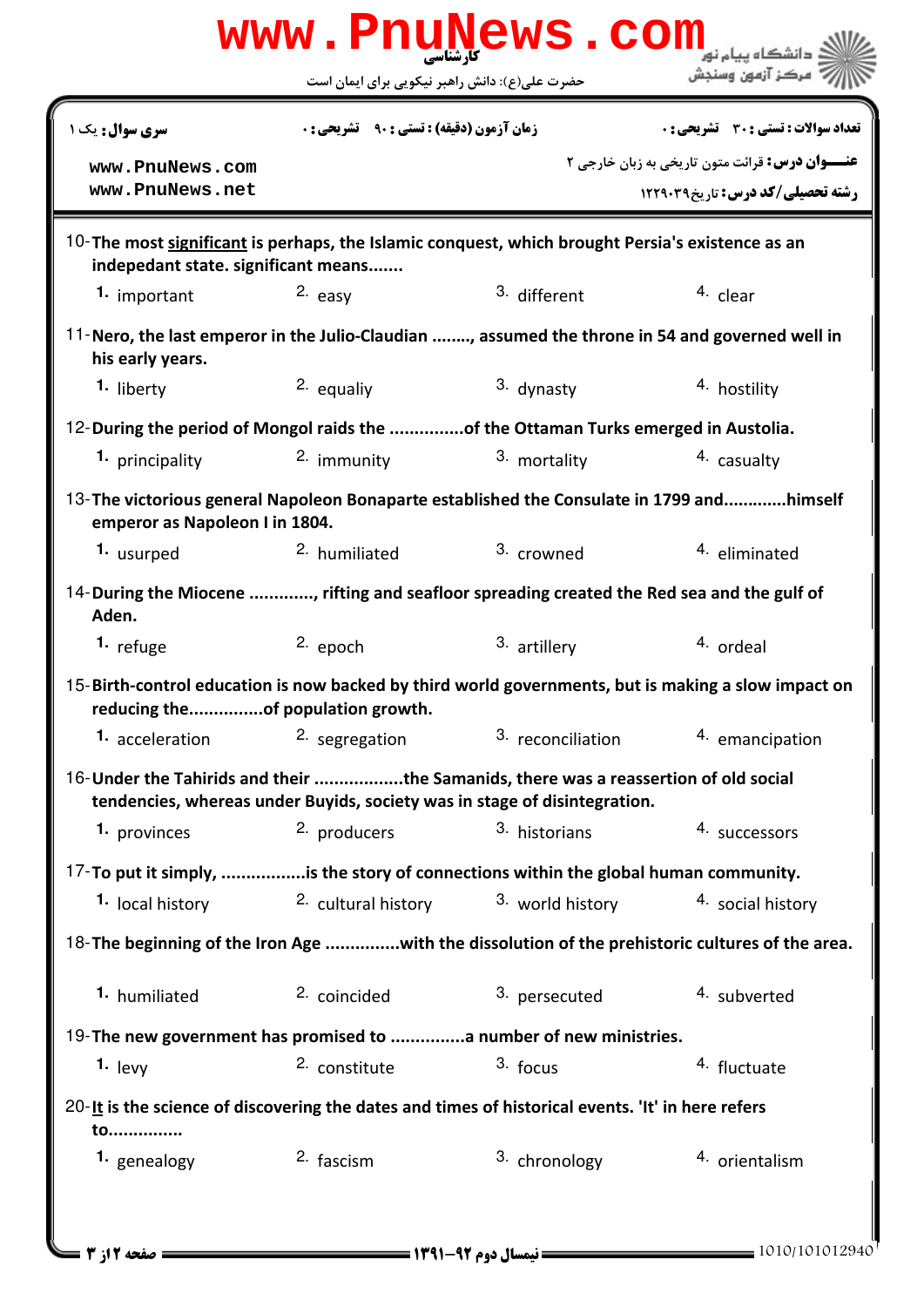کارشناسی

حضرت علی(ع): دانش راهبر نیکویی برای ایمان است

| | | |
|---|---|---|
| **سری سوال:** یک ۱ | **زمان آزمون (دقیقه) : تستی :** ۹۰ **تشریحی :** ۰ | **تعداد سوالات : تستی :** ۳۰ **تشریحی :** ۰ |
| www.PnuNews.com<br>www.PnuNews.net | | **عنـــوان درس:** قرائت متون تاریخی به زبان خارجی ۲<br>**رشته تحصیلی/کد درس:** تاریخ۱۲۲۹۰۳۹ |

10- **The most significant is perhaps, the Islamic conquest, which brought Persia's existence as an indepedant state. significant means.......**

1. important 2. easy 3. different 4. clear

11- **Nero, the last emperor in the Julio-Claudian ........, assumed the throne in 54 and governed well in his early years.**

1. liberty 2. equaliy 3. dynasty 4. hostility

12- **During the period of Mongol raids the ...............of the Ottaman Turks emerged in Austolia.**

1. principality 2. immunity 3. mortality 4. casualty

13- **The victorious general Napoleon Bonaparte established the Consulate in 1799 and............himself emperor as Napoleon I in 1804.**

1. usurped 2. humiliated 3. crowned 4. eliminated

14- **During the Miocene ............., rifting and seafloor spreading created the Red sea and the gulf of Aden.**

1. refuge 2. epoch 3. artillery 4. ordeal

15- **Birth-control education is now backed by third world governments, but is making a slow impact on reducing the..............of population growth.**

1. acceleration 2. segregation 3. reconciliation 4. emancipation

16- **Under the Tahirids and their .................the Samanids, there was a reassertion of old social tendencies, whereas under Buyids, society was in stage of disintegration.**

1. provinces 2. producers 3. historians 4. successors

17- **To put it simply, ................is the story of connections within the global human community.**

1. local history 2. cultural history 3. world history 4. social history

18- **The beginning of the Iron Age ..............with the dissolution of the prehistoric cultures of the area.**

1. humiliated 2. coincided 3. persecuted 4. subverted

19- **The new government has promised to ...............a number of new ministries.**

1. levy 2. constitute 3. focus 4. fluctuate

20- **It is the science of discovering the dates and times of historical events. 'It' in here refers to...............**

1. genealogy 2. fascism 3. chronology 4. orientalism

نیمسال دوم ۹۲-۱۳۹۱

1010/101012940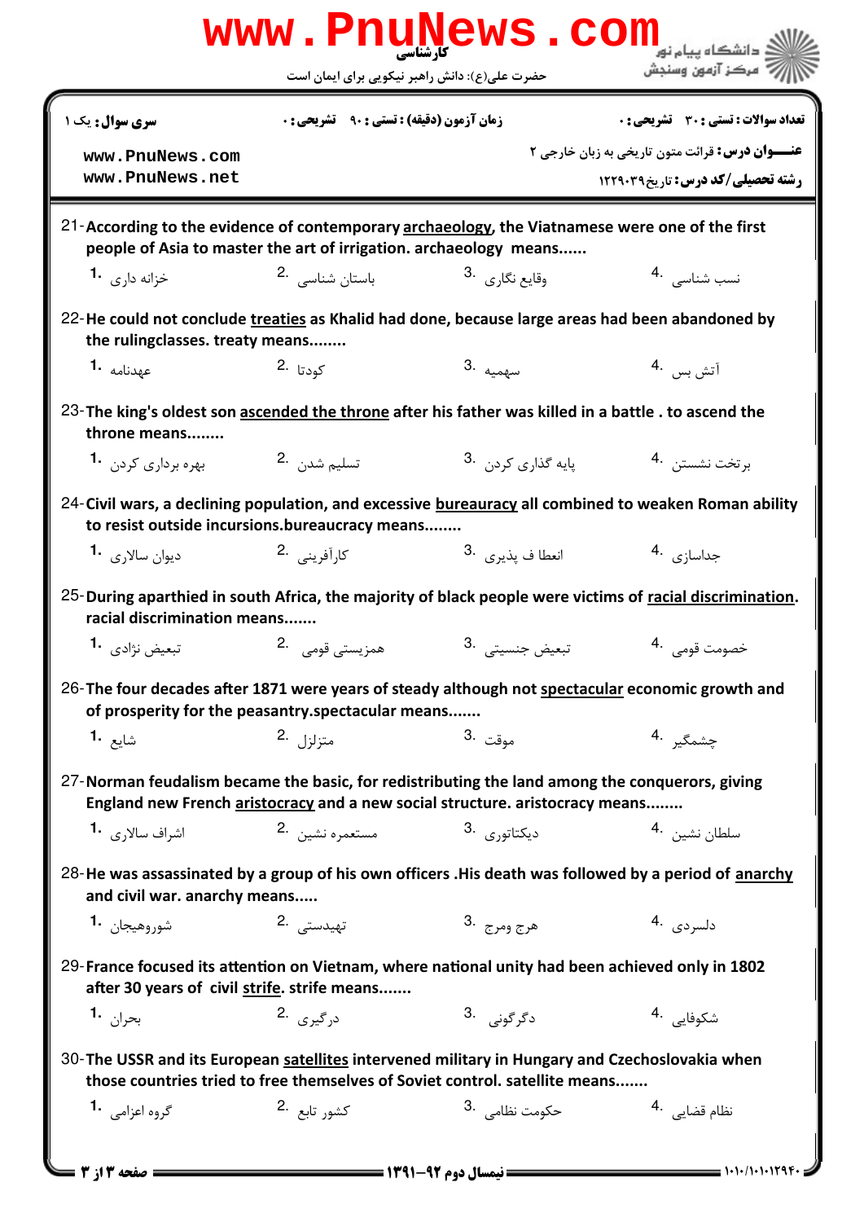21-According to the evidence of contemporary <u>archaeology</u>, the Viatnamese were one of the first people of Asia to master the art of irrigation. archaeology means......

1. خزانه داری
2. باستان شناسی
3. وقایع نگاری
4. نسب شناسی

22-He could not conclude <u>treaties</u> as Khalid had done, because large areas had been abandoned by the rulingclasses. treaty means........

1. عهدنامه
2. کودتا
3. سهمیه
4. آتش بس

23-The king's oldest son <u>ascended the throne</u> after his father was killed in a battle . to ascend the throne means........

1. بهره برداری کردن
2. تسلیم شدن
3. پایه گذاری کردن
4. برتخت نشستن

24-Civil wars, a declining population, and excessive <u>bureaucracy</u> all combined to weaken Roman ability to resist outside incursions.bureaucracy means........

1. دیوان سالاری
2. کارآفرینی
3. انعطا ف پذیری
4. جداسازی

25-During aparthied in south Africa, the majority of black people were victims of <u>racial discrimination</u>. racial discrimination means.......

1. تبعیض نژادی
2. همزیستی قومی
3. تبعیض جنسیتی
4. خصومت قومی

26-The four decades after 1871 were years of steady although not <u>spectacular</u> economic growth and of prosperity for the peasantry.spectacular means.......

1. شایع
2. متزلزل
3. موقت
4. چشمگیر

27-Norman feudalism became the basic, for redistributing the land among the conquerors, giving England new French <u>aristocracy</u> and a new social structure. aristocracy means........

1. اشراف سالاری
2. مستعمره نشین
3. دیکتاتوری
4. سلطان نشین

28-He was assassinated by a group of his own officers .His death was followed by a period of <u>anarchy</u> and civil war. anarchy means.....

1. شوروهیجان
2. تهیدستی
3. هرج ومرج
4. دلسردی

29-France focused its attention on Vietnam, where national unity had been achieved only in 1802 after 30 years of civil <u>strife</u>. strife means.......

1. بحران
2. درگیری
3. دگرگونی
4. شکوفایی

30-The USSR and its European <u>satellites</u> intervened military in Hungary and Czechoslovakia when those countries tried to free themselves of Soviet control. satellite means.......

1. گروه اعزامی
2. کشور تابع
3. حکومت نظامی
4. نظام قضایی